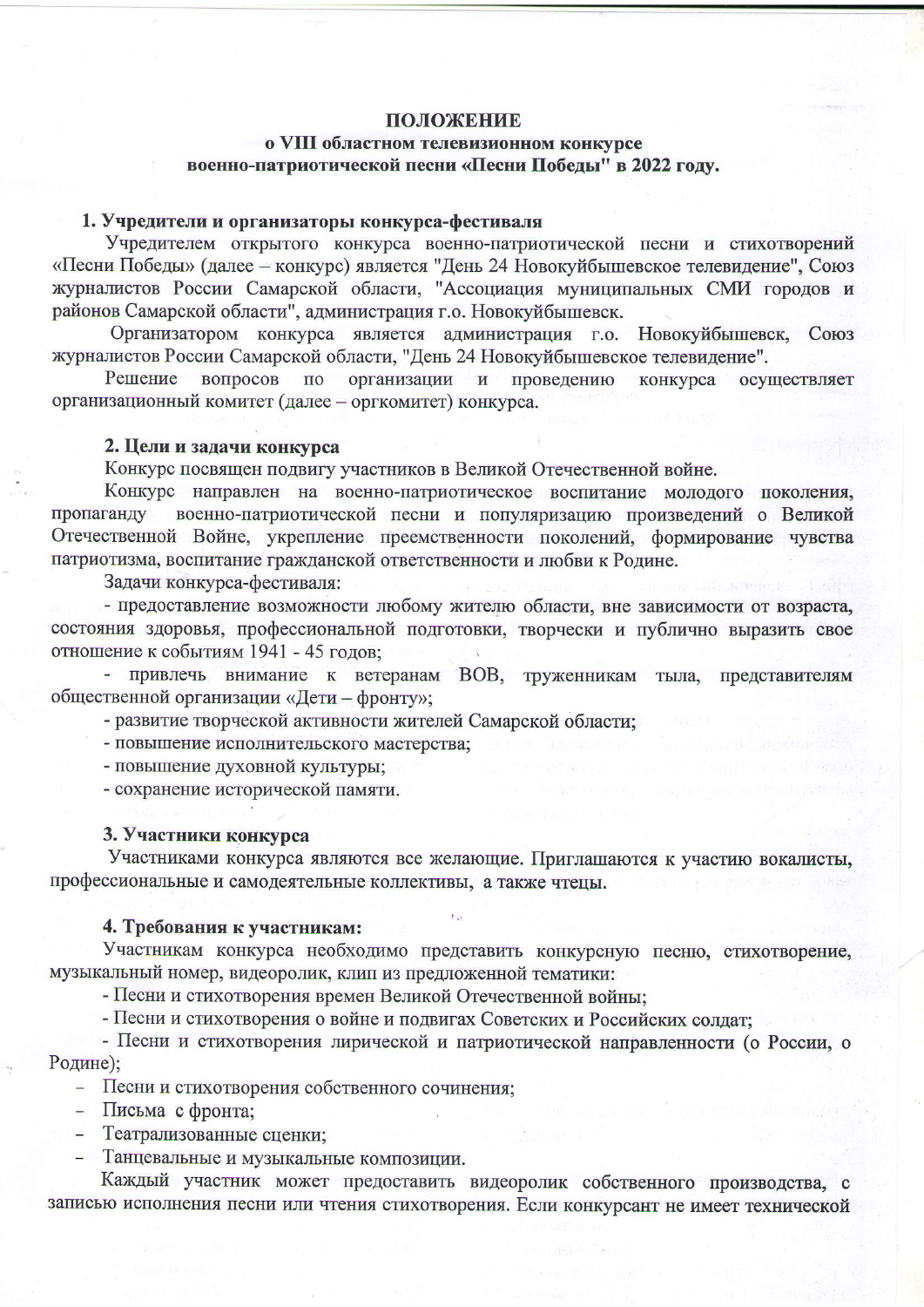**ПОЛОЖЕНИЕ**
**о VIII областном телевизионном конкурсе**
**военно-патриотической песни «Песни Победы" в 2022 году.**

**1. Учредители и организаторы конкурса-фестиваля**

Учредителем открытого конкурса военно-патриотической песни и стихотворений «Песни Победы» (далее – конкурс) является "День 24 Новокуйбышевское телевидение", Союз журналистов России Самарской области, "Ассоциация муниципальных СМИ городов и районов Самарской области", администрация г.о. Новокуйбышевск.

Организатором конкурса является администрация г.о. Новокуйбышевск, Союз журналистов России Самарской области, "День 24 Новокуйбышевское телевидение".

Решение вопросов по организации и проведению конкурса осуществляет организационный комитет (далее – оргкомитет) конкурса.

**2. Цели и задачи конкурса**

Конкурс посвящен подвигу участников в Великой Отечественной войне.

Конкурс направлен на военно-патриотическое воспитание молодого поколения, пропаганду военно-патриотической песни и популяризацию произведений о Великой Отечественной Войне, укрепление преемственности поколений, формирование чувства патриотизма, воспитание гражданской ответственности и любви к Родине.

Задачи конкурса-фестиваля:

- предоставление возможности любому жителю области, вне зависимости от возраста, состояния здоровья, профессиональной подготовки, творчески и публично выразить свое отношение к событиям 1941 - 45 годов;
- привлечь внимание к ветеранам ВОВ, труженикам тыла, представителям общественной организации «Дети – фронту»;
- развитие творческой активности жителей Самарской области;
- повышение исполнительского мастерства;
- повышение духовной культуры;
- сохранение исторической памяти.

**3. Участники конкурса**

Участниками конкурса являются все желающие. Приглашаются к участию вокалисты, профессиональные и самодеятельные коллективы, а также чтецы.

**4. Требования к участникам:**

Участникам конкурса необходимо представить конкурсную песню, стихотворение, музыкальный номер, видеоролик, клип из предложенной тематики:

- Песни и стихотворения времен Великой Отечественной войны;
- Песни и стихотворения о войне и подвигах Советских и Российских солдат;
- Песни и стихотворения лирической и патриотической направленности (о России, о Родине);
- Песни и стихотворения собственного сочинения;
- Письма с фронта;
- Театрализованные сценки;
- Танцевальные и музыкальные композиции.

Каждый участник может предоставить видеоролик собственного производства, с записью исполнения песни или чтения стихотворения. Если конкурсант не имеет технической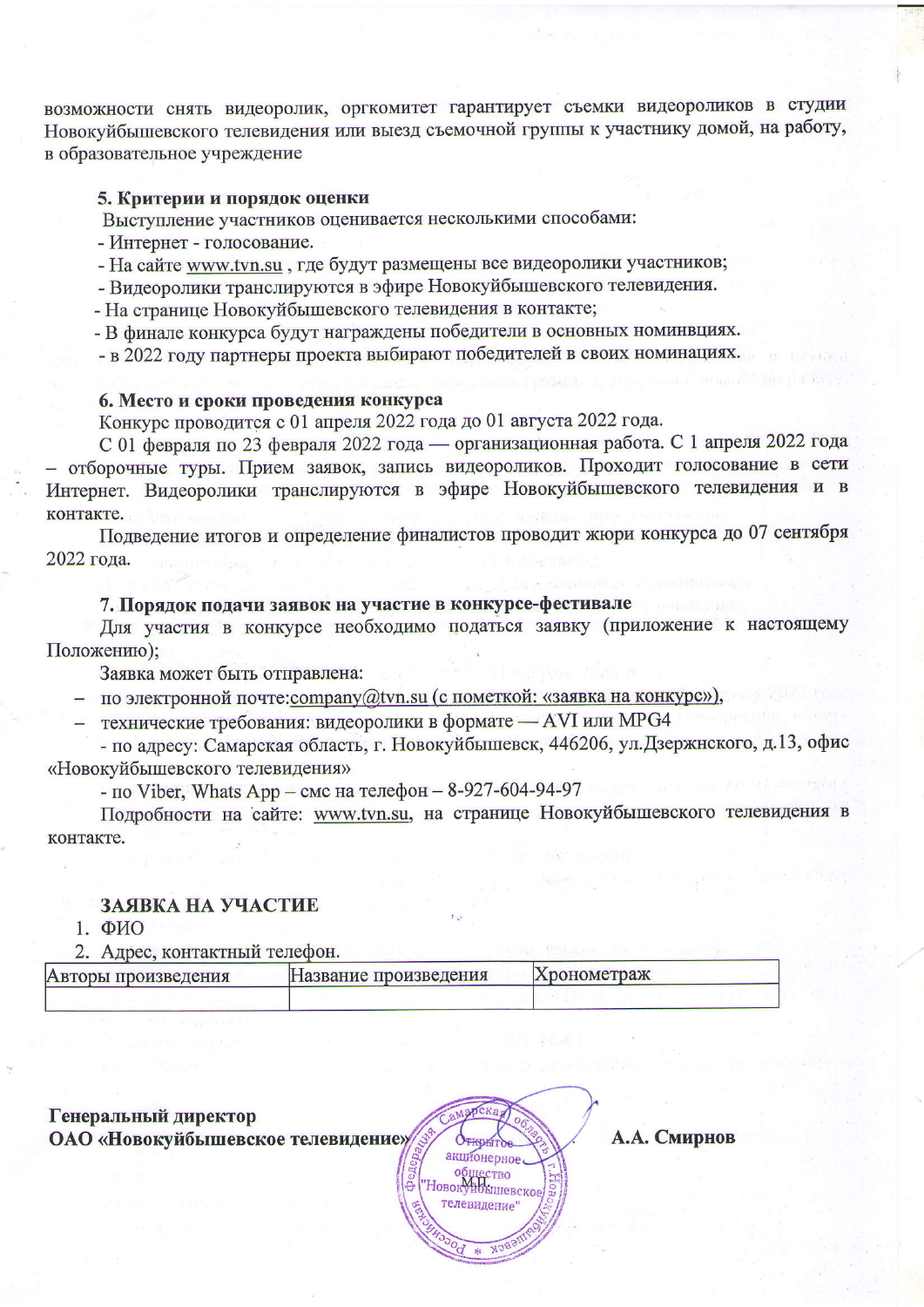возможности снять видеоролик, оргкомитет гарантирует съемки видеороликов в студии Новокуйбышевского телевидения или выезд съемочной группы к участнику домой, на работу, в образовательное учреждение

**5. Критерии и порядок оценки**

Выступление участников оценивается несколькими способами:

- Интернет - голосование.
- На сайте www.tvn.su , где будут размещены все видеоролики участников;
- Видеоролики транслируются в эфире Новокуйбышевского телевидения.
- На странице Новокуйбышевского телевидения в контакте;
- В финале конкурса будут награждены победители в основных номинвциях.
- в 2022 году партнеры проекта выбирают победителей в своих номинациях.

**6. Место и сроки проведения конкурса**

Конкурс проводится с 01 апреля 2022 года до 01 августа 2022 года.

С 01 февраля по 23 февраля 2022 года — организационная работа. С 1 апреля 2022 года – отборочные туры. Прием заявок, запись видеороликов. Проходит голосование в сети Интернет. Видеоролики транслируются в эфире Новокуйбышевского телевидения и в контакте.

Подведение итогов и определение финалистов проводит жюри конкурса до 07 сентября 2022 года.

**7. Порядок подачи заявок на участие в конкурсе-фестивале**

Для участия в конкурсе необходимо податься заявку (приложение к настоящему Положению);

Заявка может быть отправлена:

- по электронной почте:company@tvn.su (с пометкой: «заявка на конкурс»),
- технические требования: видеоролики в формате — AVI или MPG4

- по адресу: Самарская область, г. Новокуйбышевск, 446206, ул.Дзержнского, д.13, офис «Новокуйбышевского телевидения»

- по Viber, Whats App – смс на телефон – 8-927-604-94-97

Подробности на сайте: www.tvn.su, на странице Новокуйбышевского телевидения в контакте.

**ЗАЯВКА НА УЧАСТИЕ**

1. ФИО
2. Адрес, контактный телефон.

| Авторы произведения | Название произведения | Хронометраж |
|---|---|---|
| | | |

**Генеральный директор**
**ОАО «Новокуйбышевское телевидение»** М.П. **А.А. Смирнов**